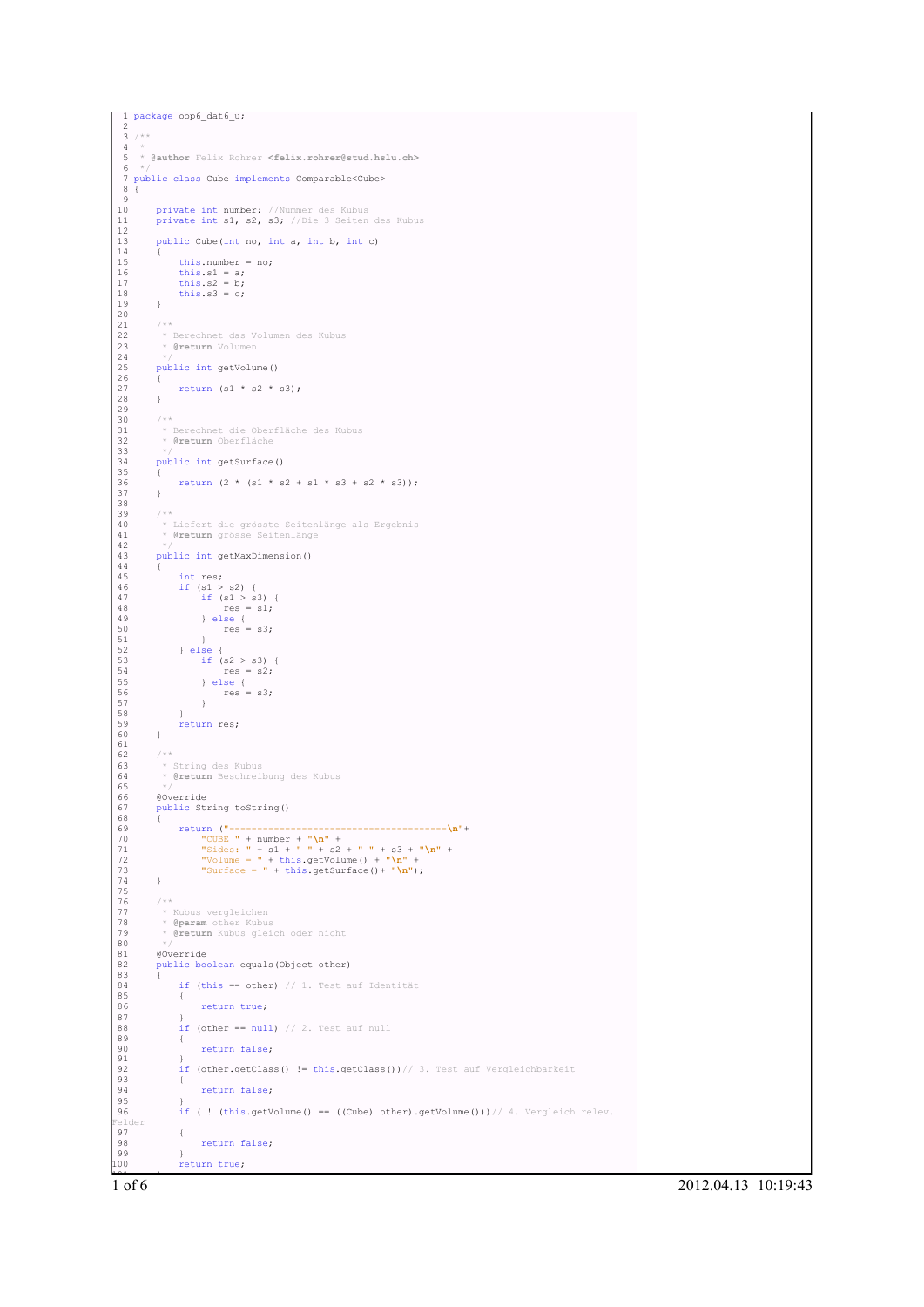```java
package oop6_dat6_u;

/**
 *
 * @author Felix Rohrer <felix.rohrer@stud.hslu.ch>
 */
public class Cube implements Comparable<Cube>
{

    private int number; //Nummer des Kubus
    private int s1, s2, s3; //Die 3 Seiten des Kubus

    public Cube(int no, int a, int b, int c)
    {
        this.number = no;
        this.s1 = a;
        this.s2 = b;
        this.s3 = c;
    }

    /**
     * Berechnet das Volumen des Kubus
     * @return Volumen
     */
    public int getVolume()
    {
        return (s1 * s2 * s3);
    }

    /**
     * Berechnet die Oberfläche des Kubus
     * @return Oberfläche
     */
    public int getSurface()
    {
        return (2 * (s1 * s2 + s1 * s3 + s2 * s3));
    }

    /**
     * Liefert die grösste Seitenlänge als Ergebnis
     * @return grösse Seitenlänge
     */
    public int getMaxDimension()
    {
        int res;
        if (s1 > s2) {
            if (s1 > s3) {
                res = s1;
            } else {
                res = s3;
            }
        } else {
            if (s2 > s3) {
                res = s2;
            } else {
                res = s3;
            }
        }
        return res;
    }

    /**
     * String des Kubus
     * @return Beschreibung des Kubus
     */
    @Override
    public String toString()
    {
        return ("--------------------------------------\n"+
            "CUBE " + number + "\n" +
            "Sides: " + s1 + " " + s2 + " " + s3 + "\n" +
            "Volume = " + this.getVolume() + "\n" +
            "Surface = " + this.getSurface()+ "\n");
    }

    /**
     * Kubus vergleichen
     * @param other Kubus
     * @return Kubus gleich oder nicht
     */
    @Override
    public boolean equals(Object other)
    {
        if (this == other) // 1. Test auf Identität
        {
            return true;
        }
        if (other == null) // 2. Test auf null
        {
            return false;
        }
        if (other.getClass() != this.getClass())// 3. Test auf Vergleichbarkeit
        {
            return false;
        }
        if ( ! (this.getVolume() == ((Cube) other).getVolume()))// 4. Vergleich relev. Felder
        {
            return false;
        }
        return true;
```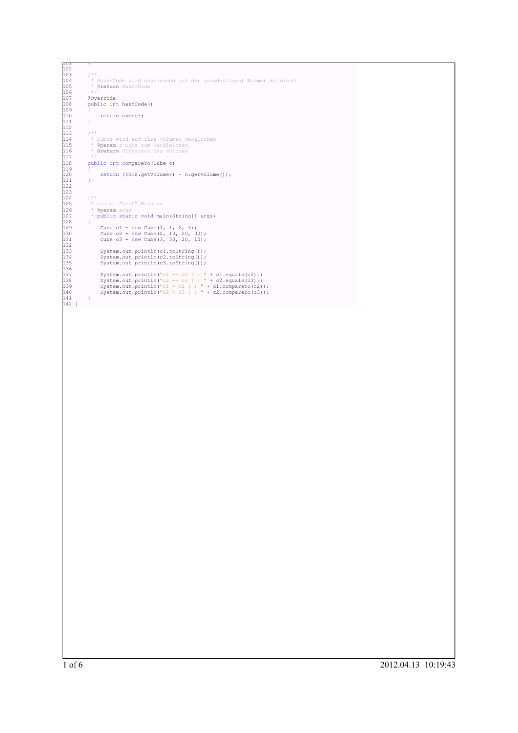```java
101     }
102
103     /**
104      * Hash-Code wird bassierend auf der (eindeutigen) Nummer definiert
105      * @return Hash-Code
106      */
107     @Override
108     public int hashCode()
109     {
110         return number;
111     }
112
113     /**
114      * Kubus wird auf ihre Volumen verglichen
115      * @param c Cube zum Vergleichen
116      * @return Differenz des Volumen
117      */
118     public int compareTo(Cube c)
119     {
120         return (this.getVolume() - c.getVolume());
121     }
122
123
124     /**
125      * kleine "test" Methode
126      * @param args
127      */public static void main(String[] args)
128     {
129         Cube c1 = new Cube(1, 1, 2, 3);
130         Cube c2 = new Cube(2, 10, 20, 30);
131         Cube c3 = new Cube(3, 30, 20, 10);
132
133         System.out.println(c1.toString());
134         System.out.println(c2.toString());
135         System.out.println(c3.toString());
136
137         System.out.println("c1 == c2 ? : " + c1.equals(c2));
138         System.out.println("c2 == c3 ? : " + c2.equals(c3));
139         System.out.println("c1 > c2 ? : " + c1.compareTo(c2));
140         System.out.println("c2 > c3 ? : " + c2.compareTo(c3));
141     }
142 }
```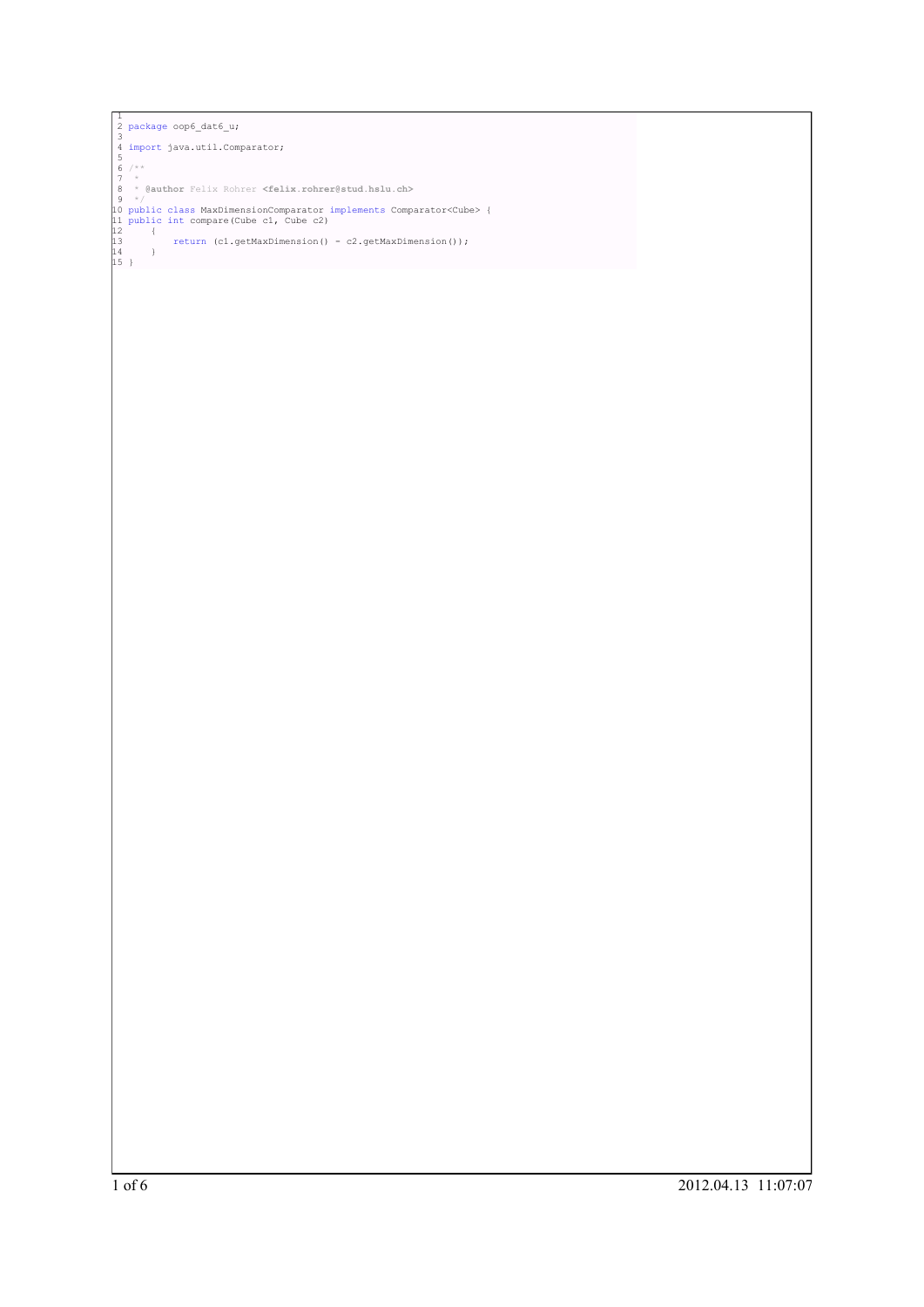```java

package oop6_dat6_u;

import java.util.Comparator;

/**
 *
 * @author Felix Rohrer <felix.rohrer@stud.hslu.ch>
 */
public class MaxDimensionComparator implements Comparator<Cube> {
public int compare(Cube c1, Cube c2)
    {
        return (c1.getMaxDimension() - c2.getMaxDimension());
    }
}
```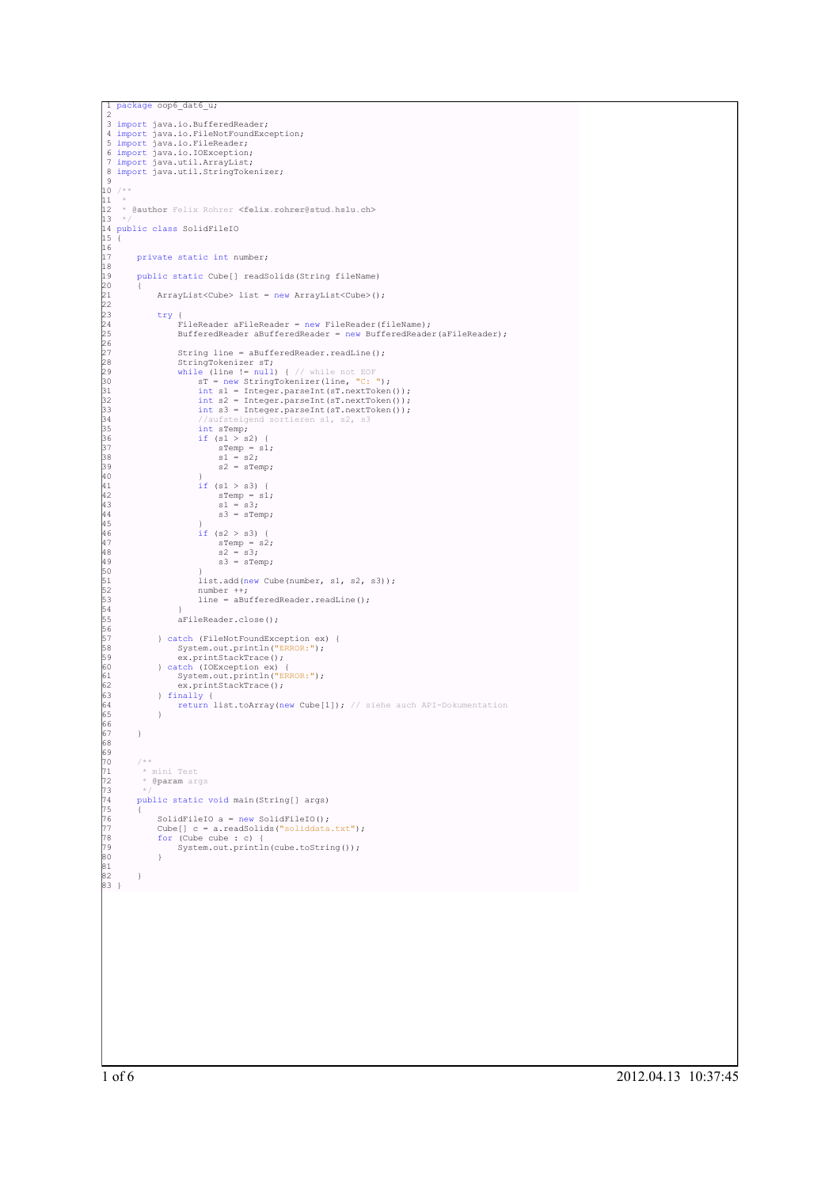```java
package oop6_dat6_u;

import java.io.BufferedReader;
import java.io.FileNotFoundException;
import java.io.FileReader;
import java.io.IOException;
import java.util.ArrayList;
import java.util.StringTokenizer;

/**
 *
 * @author Felix Rohrer <felix.rohrer@stud.hslu.ch>
 */
public class SolidFileIO
{

    private static int number;

    public static Cube[] readSolids(String fileName)
    {
        ArrayList<Cube> list = new ArrayList<Cube>();

        try {
            FileReader aFileReader = new FileReader(fileName);
            BufferedReader aBufferedReader = new BufferedReader(aFileReader);

            String line = aBufferedReader.readLine();
            StringTokenizer sT;
            while (line != null) { // while not EOF
                sT = new StringTokenizer(line, "C: ");
                int s1 = Integer.parseInt(sT.nextToken());
                int s2 = Integer.parseInt(sT.nextToken());
                int s3 = Integer.parseInt(sT.nextToken());
                //aufsteigend sortieren s1, s2, s3
                int sTemp;
                if (s1 > s2) {
                    sTemp = s1;
                    s1 = s2;
                    s2 = sTemp;
                }
                if (s1 > s3) {
                    sTemp = s1;
                    s1 = s3;
                    s3 = sTemp;
                }
                if (s2 > s3) {
                    sTemp = s2;
                    s2 = s3;
                    s3 = sTemp;
                }
                list.add(new Cube(number, s1, s2, s3));
                number ++;
                line = aBufferedReader.readLine();
            }
            aFileReader.close();

        } catch (FileNotFoundException ex) {
            System.out.println("ERROR:");
            ex.printStackTrace();
        } catch (IOException ex) {
            System.out.println("ERROR:");
            ex.printStackTrace();
        } finally {
            return list.toArray(new Cube[1]); // siehe auch API-Dokumentation
        }

    }


    /**
     * mini Test
     * @param args
     */
    public static void main(String[] args)
    {
        SolidFileIO a = new SolidFileIO();
        Cube[] c = a.readSolids("soliddata.txt");
        for (Cube cube : c) {
            System.out.println(cube.toString());
        }

    }
}
```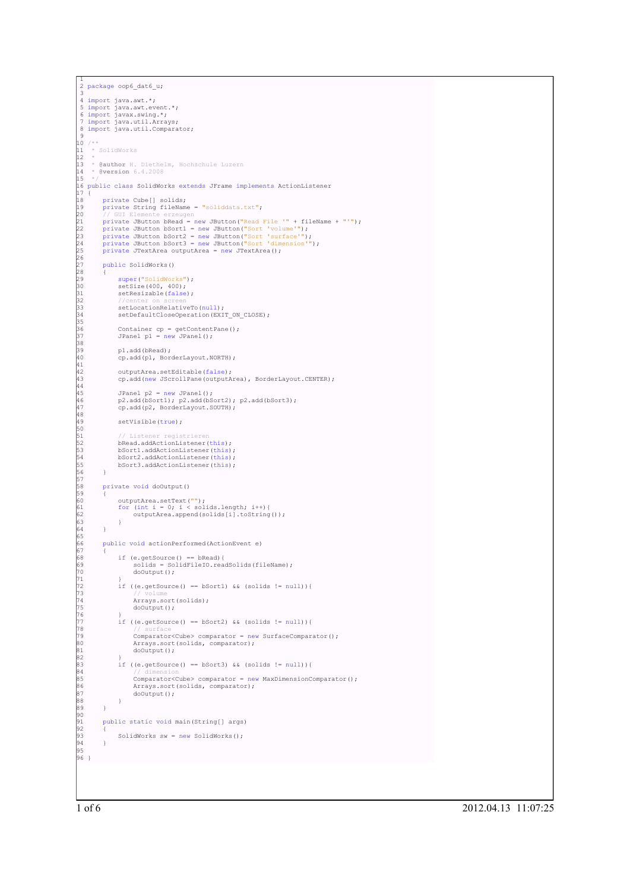```java

package oop6_dat6_u;

import java.awt.*;
import java.awt.event.*;
import javax.swing.*;
import java.util.Arrays;
import java.util.Comparator;

/**
 * SolidWorks
 *
 * @author H. Diethelm, Hochschule Luzern
 * @version 6.4.2008
 */
public class SolidWorks extends JFrame implements ActionListener
{
    private Cube[] solids;
    private String fileName = "soliddata.txt";
    // GUI Elemente erzeugen
    private JButton bRead = new JButton("Read File '" + fileName + "'");
    private JButton bSort1 = new JButton("Sort 'volume'");
    private JButton bSort2 = new JButton("Sort 'surface'");
    private JButton bSort3 = new JButton("Sort 'dimension'");
    private JTextArea outputArea = new JTextArea();

    public SolidWorks()
    {
        super("SolidWorks");
        setSize(400, 400);
        setResizable(false);
        //center on screen
        setLocationRelativeTo(null);
        setDefaultCloseOperation(EXIT_ON_CLOSE);

        Container cp = getContentPane();
        JPanel p1 = new JPanel();

        p1.add(bRead);
        cp.add(p1, BorderLayout.NORTH);

        outputArea.setEditable(false);
        cp.add(new JScrollPane(outputArea), BorderLayout.CENTER);

        JPanel p2 = new JPanel();
        p2.add(bSort1); p2.add(bSort2); p2.add(bSort3);
        cp.add(p2, BorderLayout.SOUTH);

        setVisible(true);

        // Listener registrieren
        bRead.addActionListener(this);
        bSort1.addActionListener(this);
        bSort2.addActionListener(this);
        bSort3.addActionListener(this);
    }

    private void doOutput()
    {
        outputArea.setText("");
        for (int i = 0; i < solids.length; i++){
            outputArea.append(solids[i].toString());
        }
    }

    public void actionPerformed(ActionEvent e)
    {
        if (e.getSource() == bRead){
            solids = SolidFileIO.readSolids(fileName);
            doOutput();
        }
        if ((e.getSource() == bSort1) && (solids != null)){
            // volume
            Arrays.sort(solids);
            doOutput();
        }
        if ((e.getSource() == bSort2) && (solids != null)){
            // surface
            Comparator<Cube> comparator = new SurfaceComparator();
            Arrays.sort(solids, comparator);
            doOutput();
        }
        if ((e.getSource() == bSort3) && (solids != null)){
            // dimension
            Comparator<Cube> comparator = new MaxDimensionComparator();
            Arrays.sort(solids, comparator);
            doOutput();
        }
    }

    public static void main(String[] args)
    {
        SolidWorks sw = new SolidWorks();
    }

}
```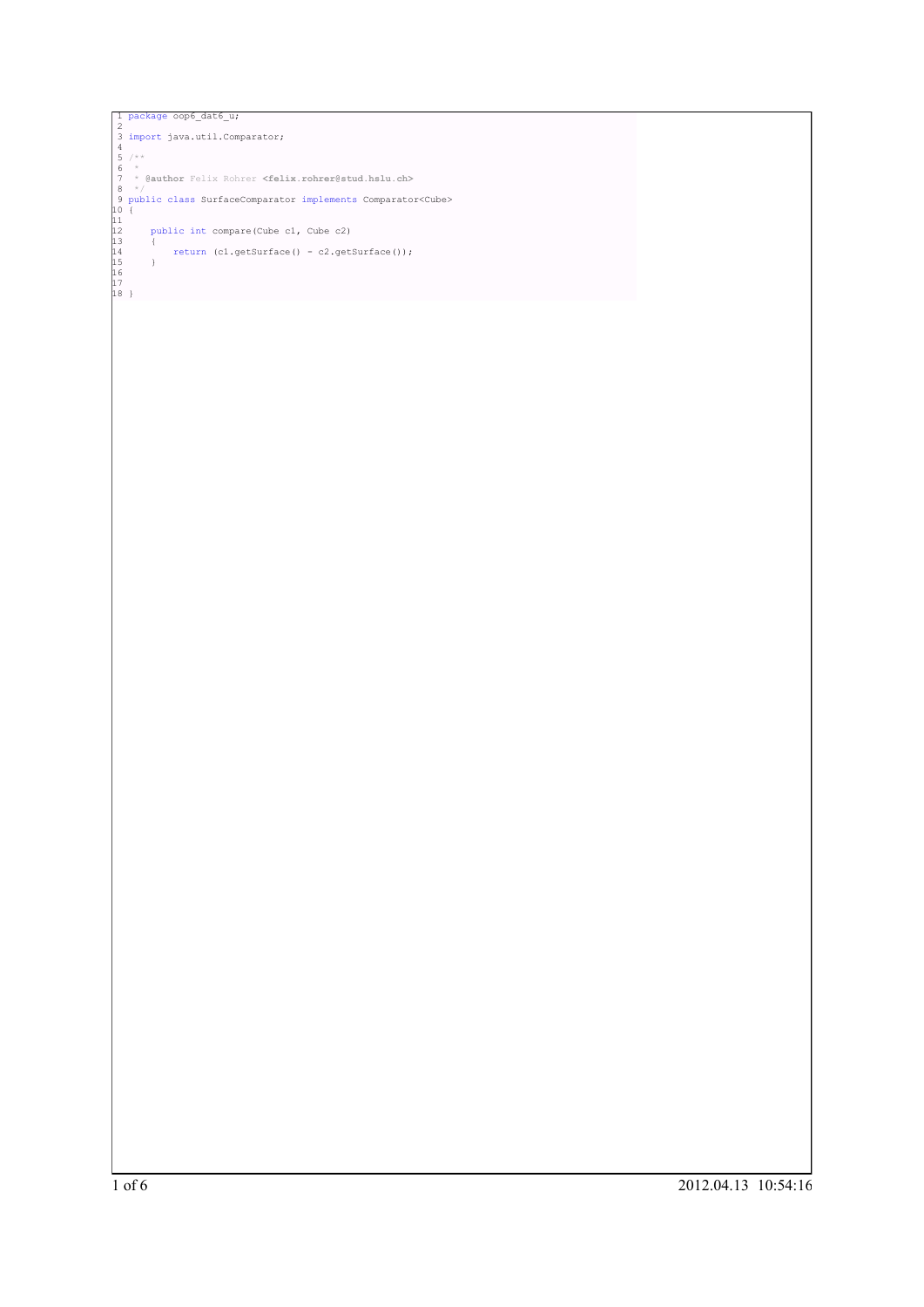```java
package oop6_dat6_u;

import java.util.Comparator;

/**
 *
 * @author Felix Rohrer <felix.rohrer@stud.hslu.ch>
 */
public class SurfaceComparator implements Comparator<Cube>
{

    public int compare(Cube c1, Cube c2)
    {
        return (c1.getSurface() - c2.getSurface());
    }


}
```

2012.04.13 10:54:16